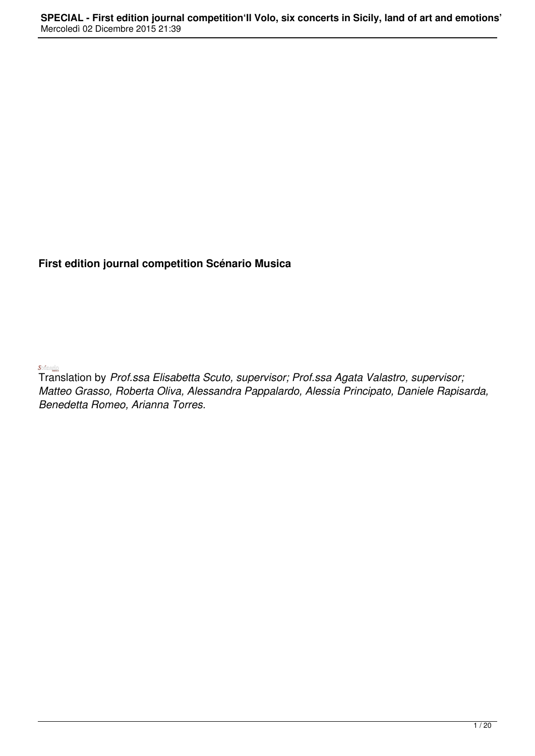**First edition journal competition Scénario Musica**

Scénario

Translation by *Prof.ssa Elisabetta Scuto, supervisor; Prof.ssa Agata Valastro, supervisor; Matteo Grasso, Roberta Oliva, Alessandra Pappalardo, Alessia Principato, Daniele Rapisarda, Benedetta Romeo, Arianna Torres.*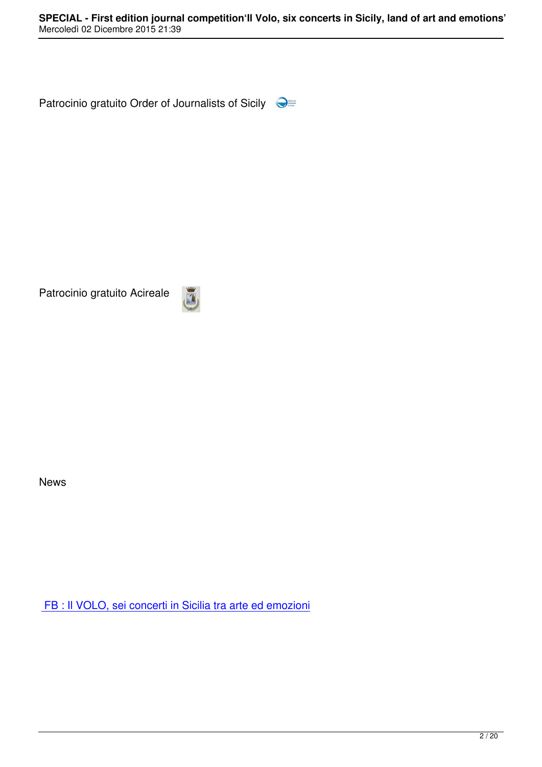Patrocinio gratuito Order of Journalists of Sicily

Patrocinio gratuito Acireale

News

[FB : Il VOLO, sei concerti in Sicilia tra arte ed emozioni]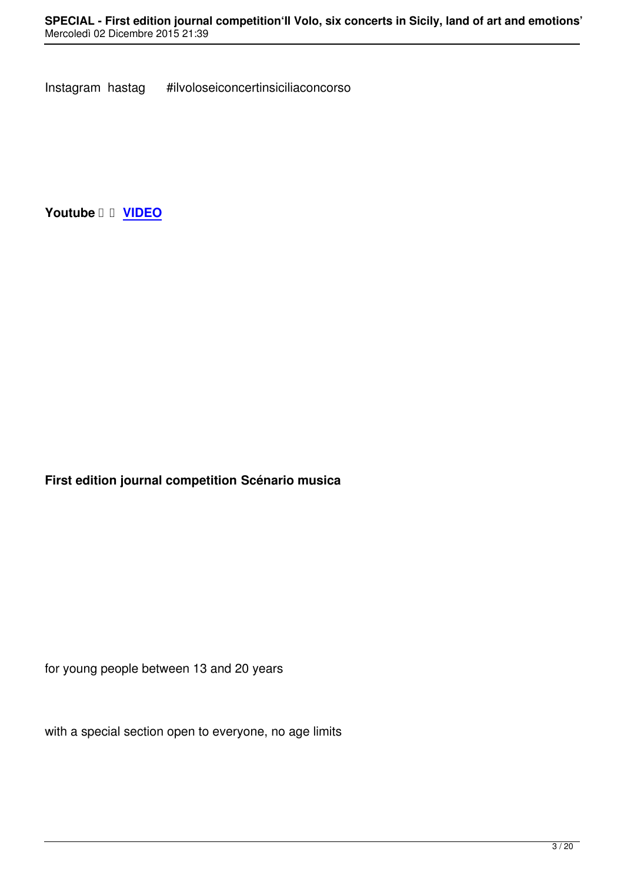Instagram hastag #ilvoloseiconcertinsiciliaconcorso

**Youtube** **VIDEO**

**First edition journal competition Scénario musica**

for young people between 13 and 20 years

with a special section open to everyone, no age limits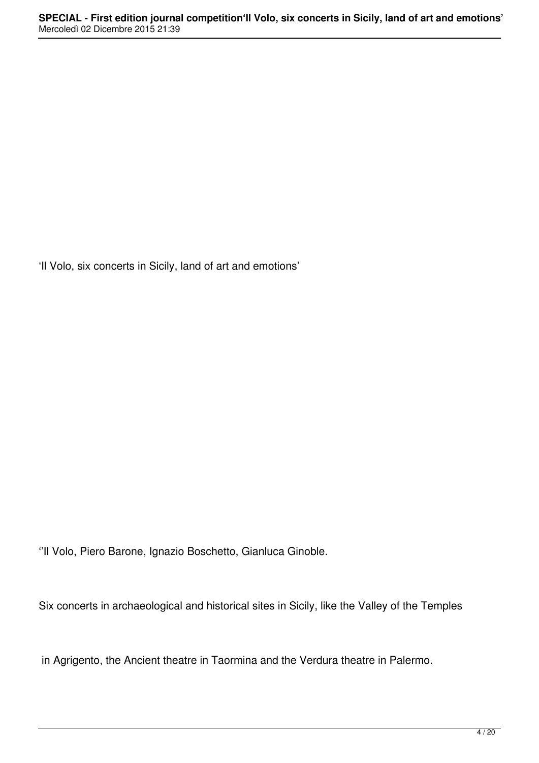‘Il Volo, six concerts in Sicily, land of art and emotions’

‘’Il Volo, Piero Barone, Ignazio Boschetto, Gianluca Ginoble.

Six concerts in archaeological and historical sites in Sicily, like the Valley of the Temples

in Agrigento, the Ancient theatre in Taormina and the Verdura theatre in Palermo.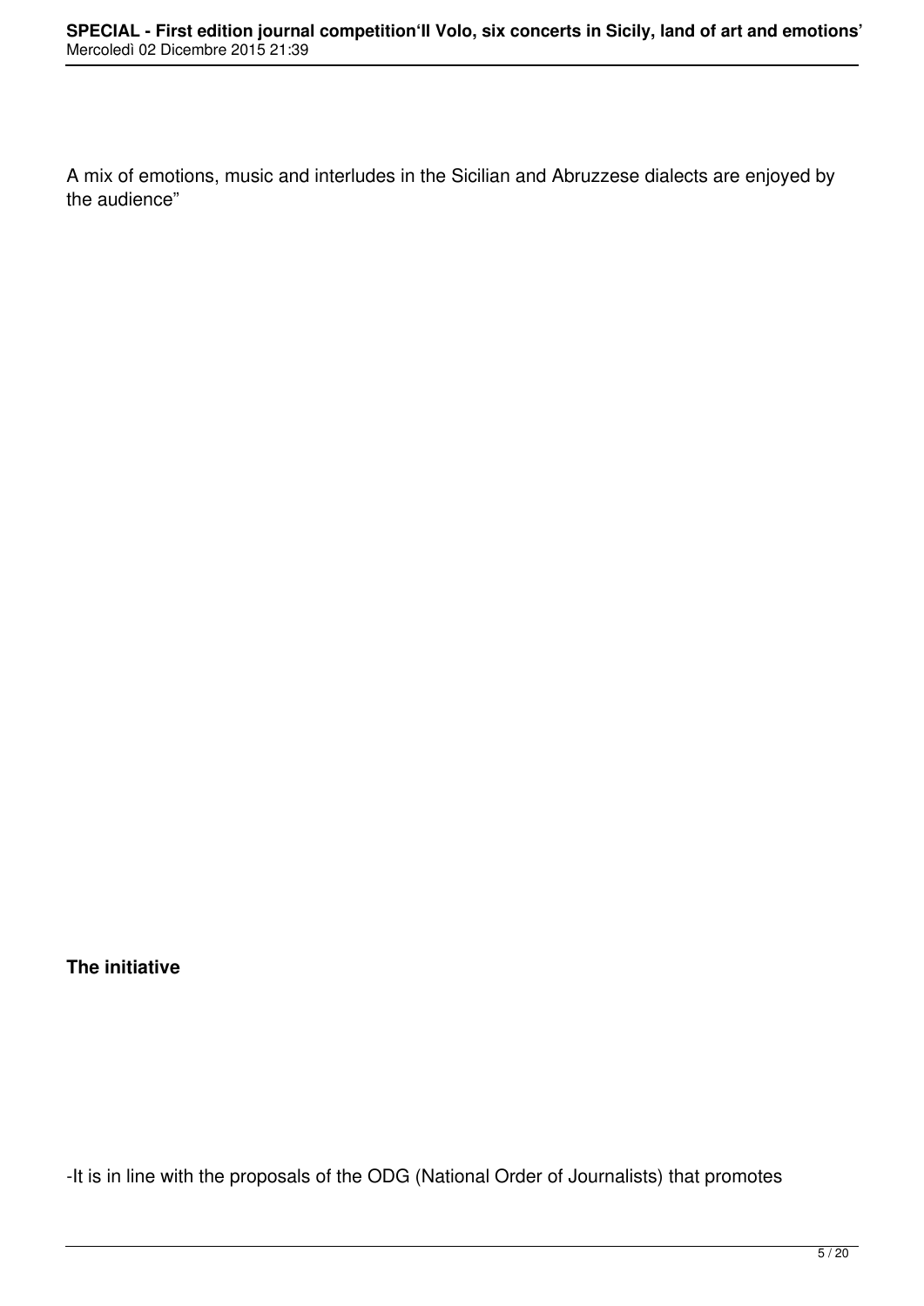A mix of emotions, music and interludes in the Sicilian and Abruzzese dialects are enjoyed by the audience”

**The initiative**

-It is in line with the proposals of the ODG (National Order of Journalists) that promotes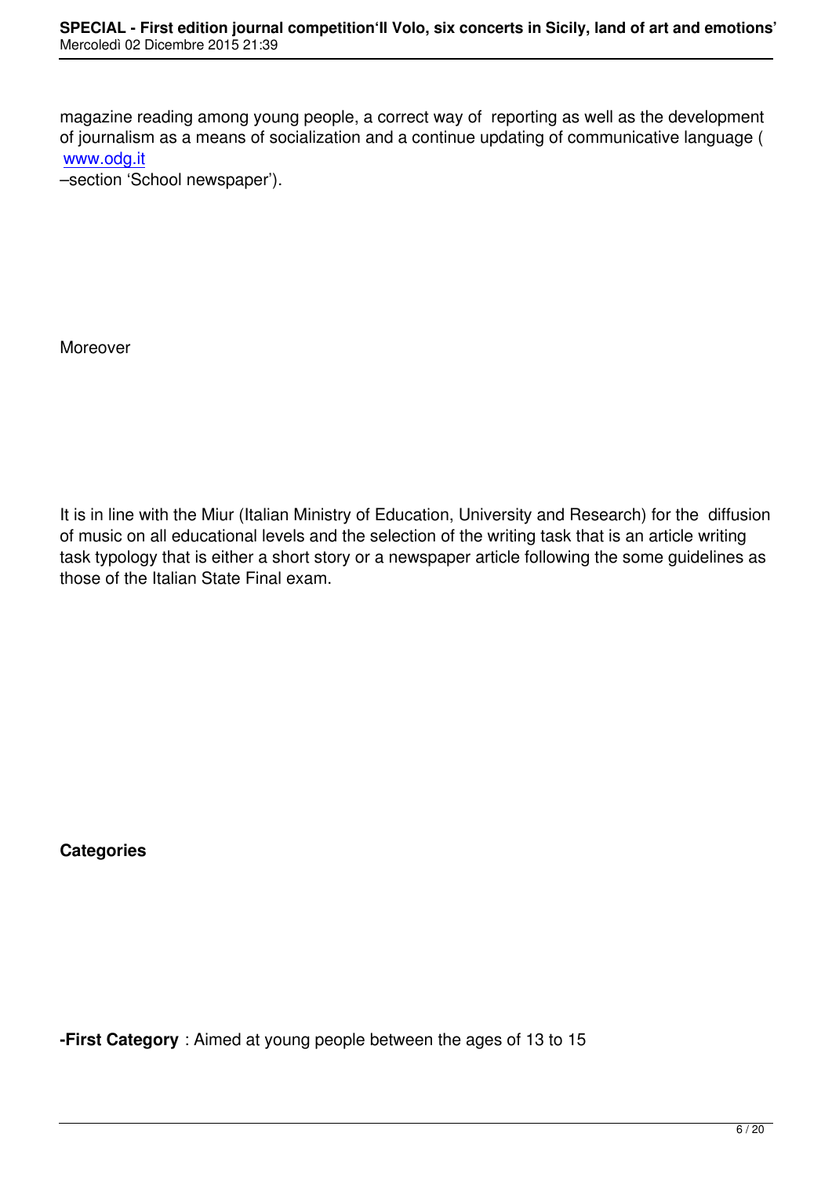magazine reading among young people, a correct way of reporting as well as the development of journalism as a means of socialization and a continue updating of communicative language ( www.odg.it –section 'School newspaper').

Moreover

It is in line with the Miur (Italian Ministry of Education, University and Research) for the diffusion of music on all educational levels and the selection of the writing task that is an article writing task typology that is either a short story or a newspaper article following the some guidelines as those of the Italian State Final exam.

**Categories**

**-First Category** : Aimed at young people between the ages of 13 to 15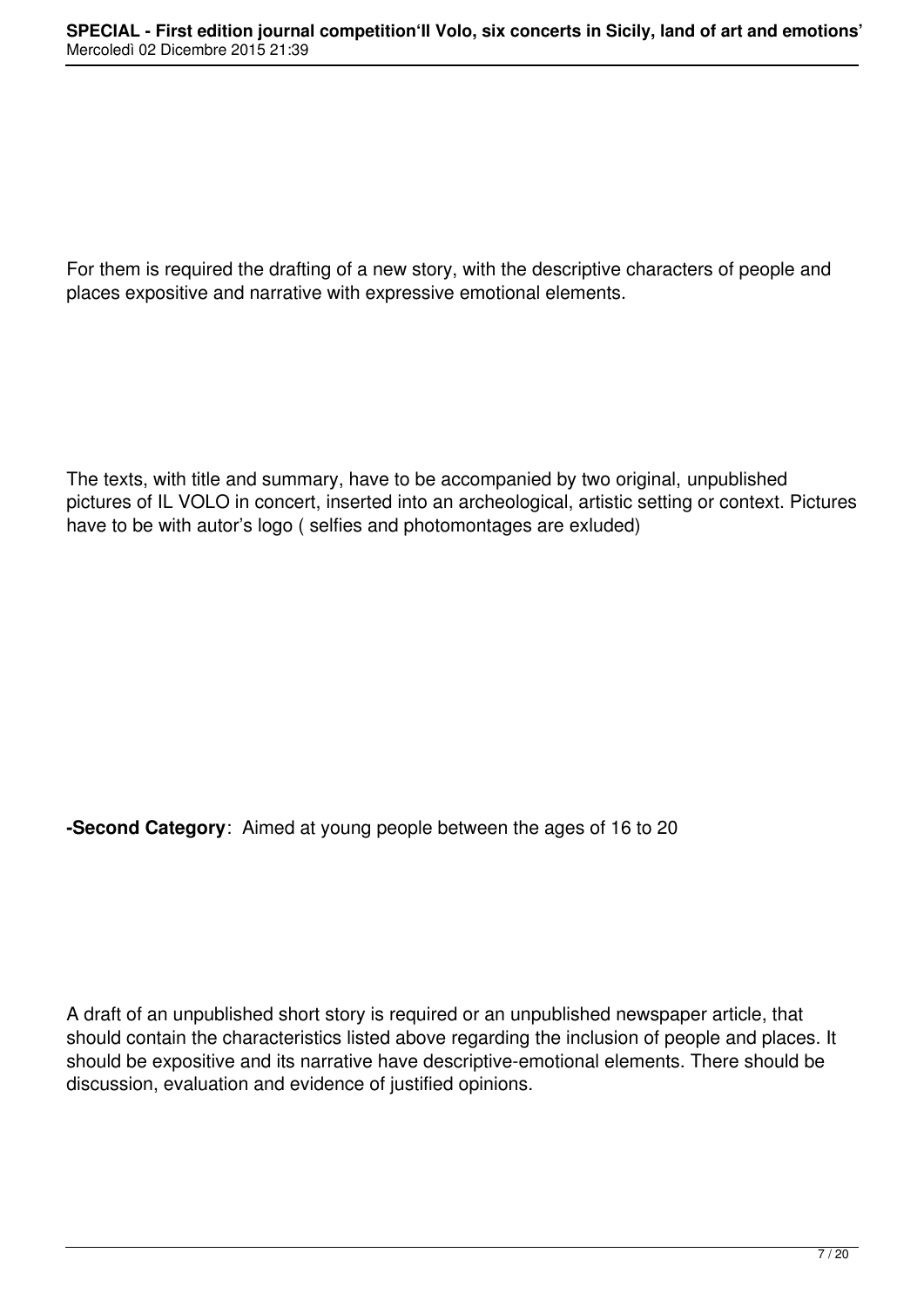For them is required the drafting of a new story, with the descriptive characters of people and places expositive and narrative with expressive emotional elements.

The texts, with title and summary, have to be accompanied by two original, unpublished pictures of IL VOLO in concert, inserted into an archeological, artistic setting or context. Pictures have to be with autor's logo ( selfies and photomontages are exluded)

**-Second Category**: Aimed at young people between the ages of 16 to 20

A draft of an unpublished short story is required or an unpublished newspaper article, that should contain the characteristics listed above regarding the inclusion of people and places. It should be expositive and its narrative have descriptive-emotional elements. There should be discussion, evaluation and evidence of justified opinions.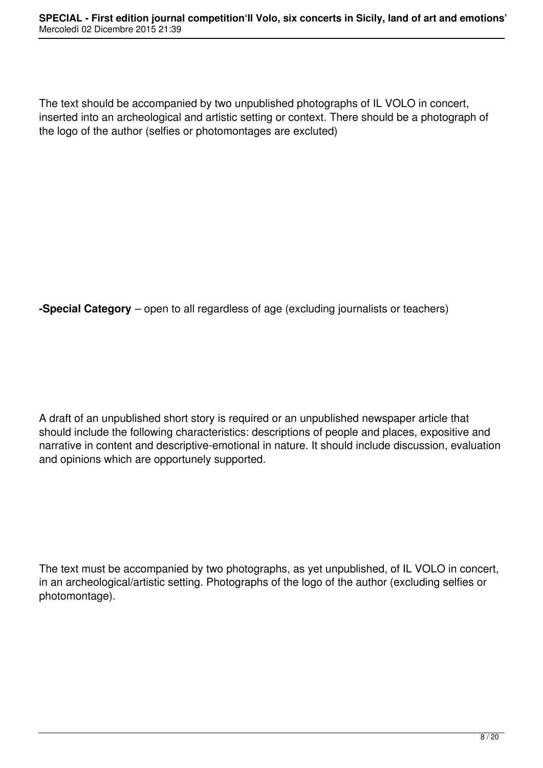The text should be accompanied by two unpublished photographs of IL VOLO in concert, inserted into an archeological and artistic setting or context. There should be a photograph of the logo of the author (selfies or photomontages are excluted)

**-Special Category** – open to all regardless of age (excluding journalists or teachers)

A draft of an unpublished short story is required or an unpublished newspaper article that should include the following characteristics: descriptions of people and places, expositive and narrative in content and descriptive-emotional in nature. It should include discussion, evaluation and opinions which are opportunely supported.

The text must be accompanied by two photographs, as yet unpublished, of IL VOLO in concert, in an archeological/artistic setting. Photographs of the logo of the author (excluding selfies or photomontage).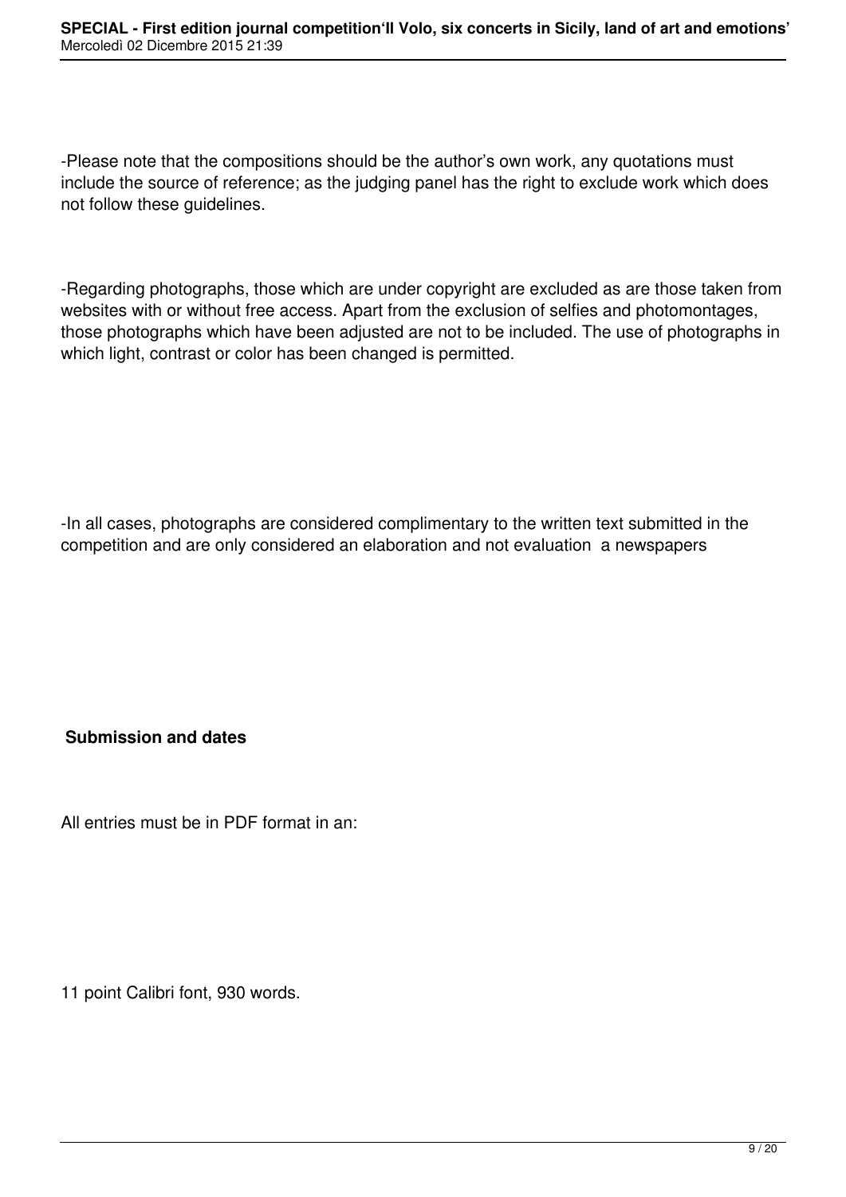-Please note that the compositions should be the author's own work, any quotations must include the source of reference; as the judging panel has the right to exclude work which does not follow these guidelines.

-Regarding photographs, those which are under copyright are excluded as are those taken from websites with or without free access. Apart from the exclusion of selfies and photomontages, those photographs which have been adjusted are not to be included. The use of photographs in which light, contrast or color has been changed is permitted.

-In all cases, photographs are considered complimentary to the written text submitted in the competition and are only considered an elaboration and not evaluation  a newspapers

**Submission and dates**

All entries must be in PDF format in an:

11 point Calibri font, 930 words.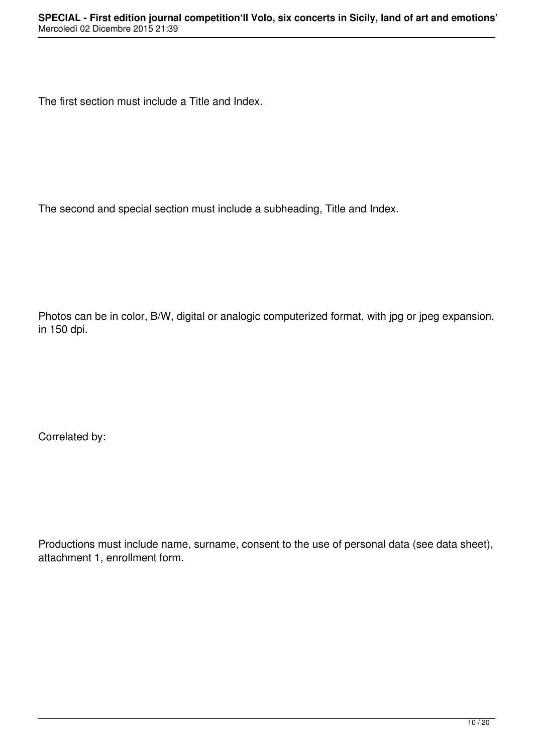The first section must include a Title and Index.

The second and special section must include a subheading, Title and Index.

Photos can be in color, B/W, digital or analogic computerized format, with jpg or jpeg expansion, in 150 dpi.

Correlated by:

Productions must include name, surname, consent to the use of personal data (see data sheet), attachment 1, enrollment form.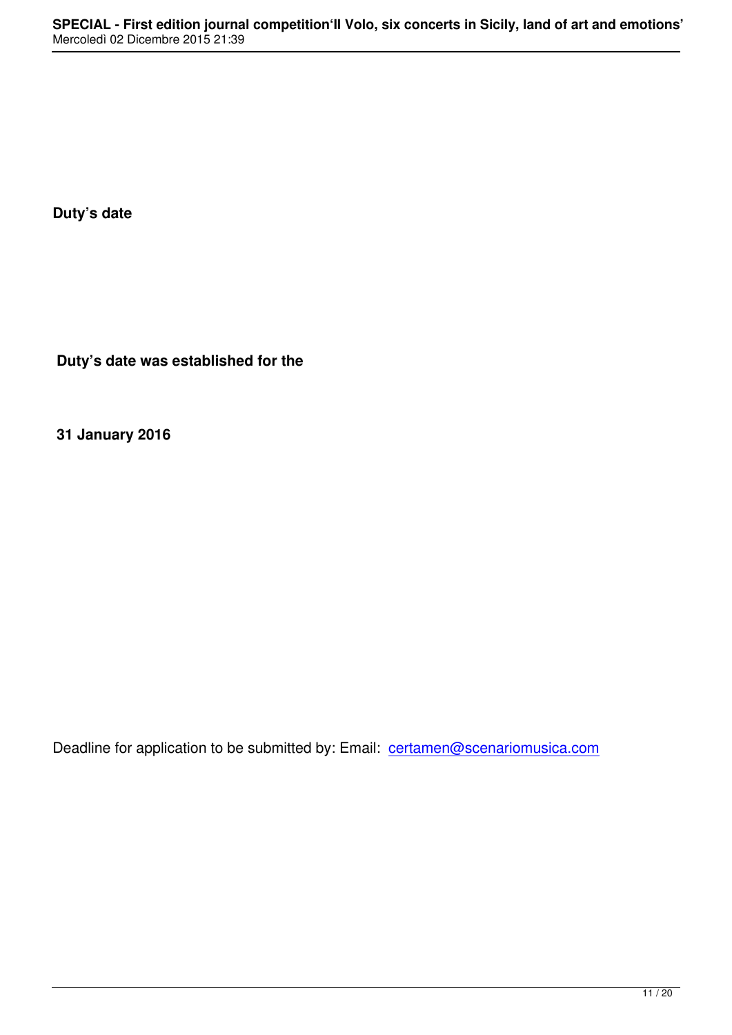**Duty’s date**

**Duty’s date was established for the**

**31 January 2016**

Deadline for application to be submitted by: Email: certamen@scenariomusica.com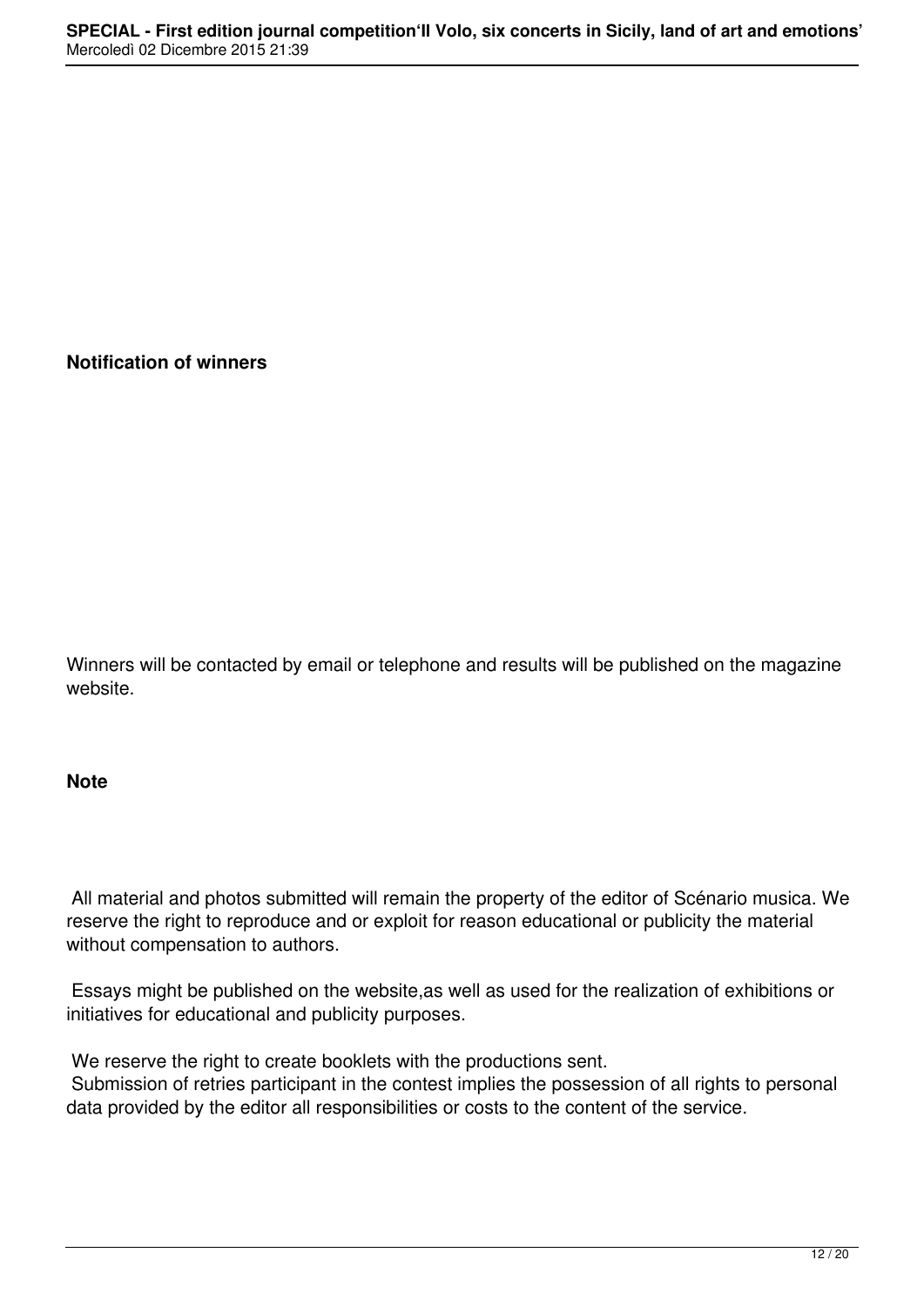**Notification of winners**

Winners will be contacted by email or telephone and results will be published on the magazine website.

**Note**

All material and photos submitted will remain the property of the editor of Scénario musica. We reserve the right to reproduce and or exploit for reason educational or publicity the material without compensation to authors.

Essays might be published on the website,as well as used for the realization of exhibitions or initiatives for educational and publicity purposes.

We reserve the right to create booklets with the productions sent.

Submission of retries participant in the contest implies the possession of all rights to personal data provided by the editor all responsibilities or costs to the content of the service.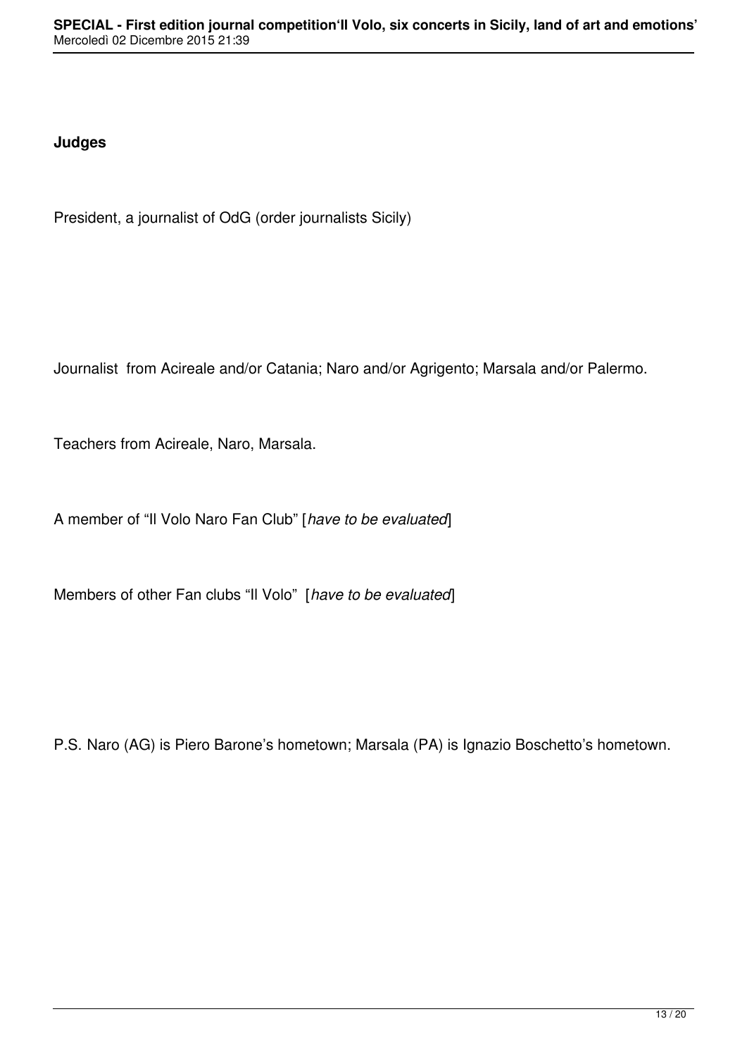**Judges**

President, a journalist of OdG (order journalists Sicily)

Journalist from Acireale and/or Catania; Naro and/or Agrigento; Marsala and/or Palermo.

Teachers from Acireale, Naro, Marsala.

A member of "Il Volo Naro Fan Club" [*have to be evaluated*]

Members of other Fan clubs "Il Volo" [*have to be evaluated*]

P.S. Naro (AG) is Piero Barone's hometown; Marsala (PA) is Ignazio Boschetto's hometown.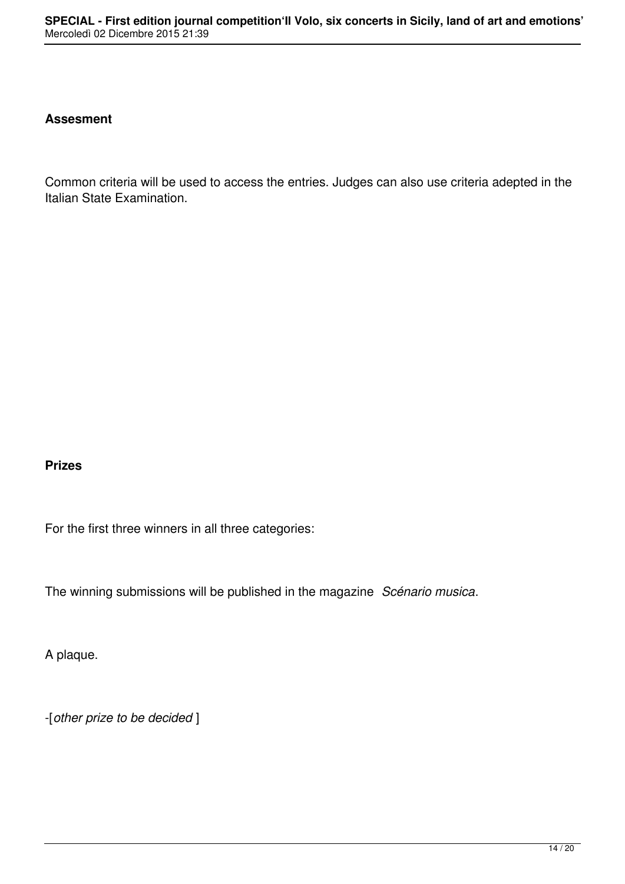**Assesment**

Common criteria will be used to access the entries. Judges can also use criteria adepted in the Italian State Examination.

**Prizes**

For the first three winners in all three categories:

The winning submissions will be published in the magazine *Scénario musica*.

A plaque.

-[*other prize to be decided* ]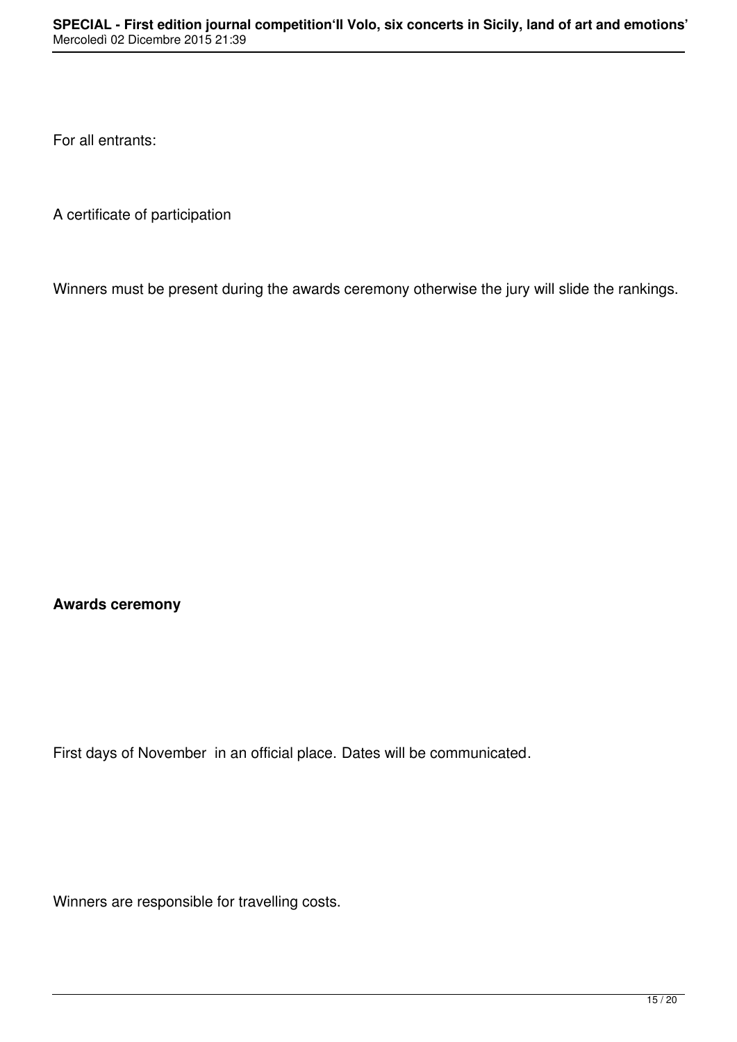For all entrants:

A certificate of participation

Winners must be present during the awards ceremony otherwise the jury will slide the rankings.

**Awards ceremony**

First days of November in an official place. Dates will be communicated.

Winners are responsible for travelling costs.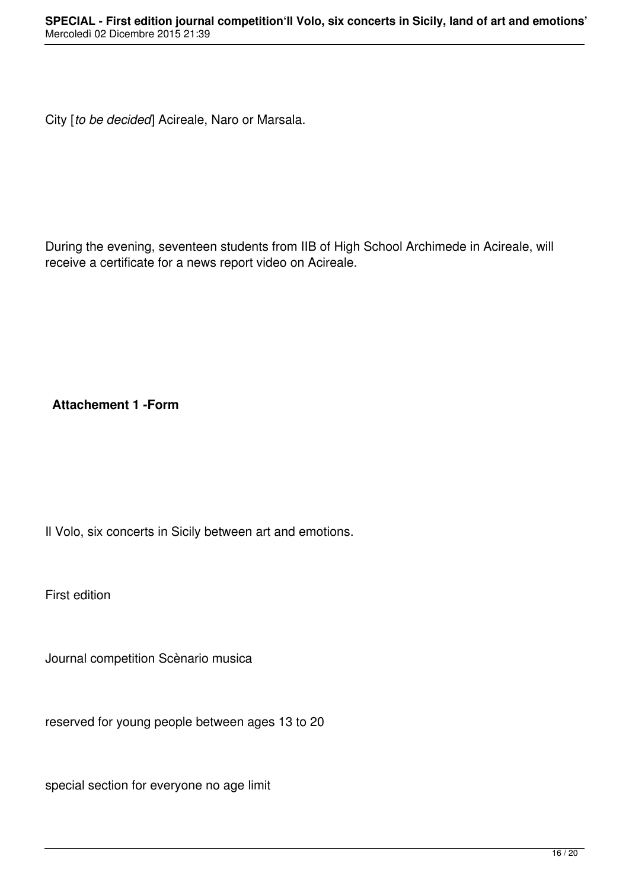City [*to be decided*] Acireale, Naro or Marsala.

During the evening, seventeen students from IIB of High School Archimede in Acireale, will receive a certificate for a news report video on Acireale.

**Attachement 1 -Form**

Il Volo, six concerts in Sicily between art and emotions.

First edition

Journal competition Scènario musica

reserved for young people between ages 13 to 20

special section for everyone no age limit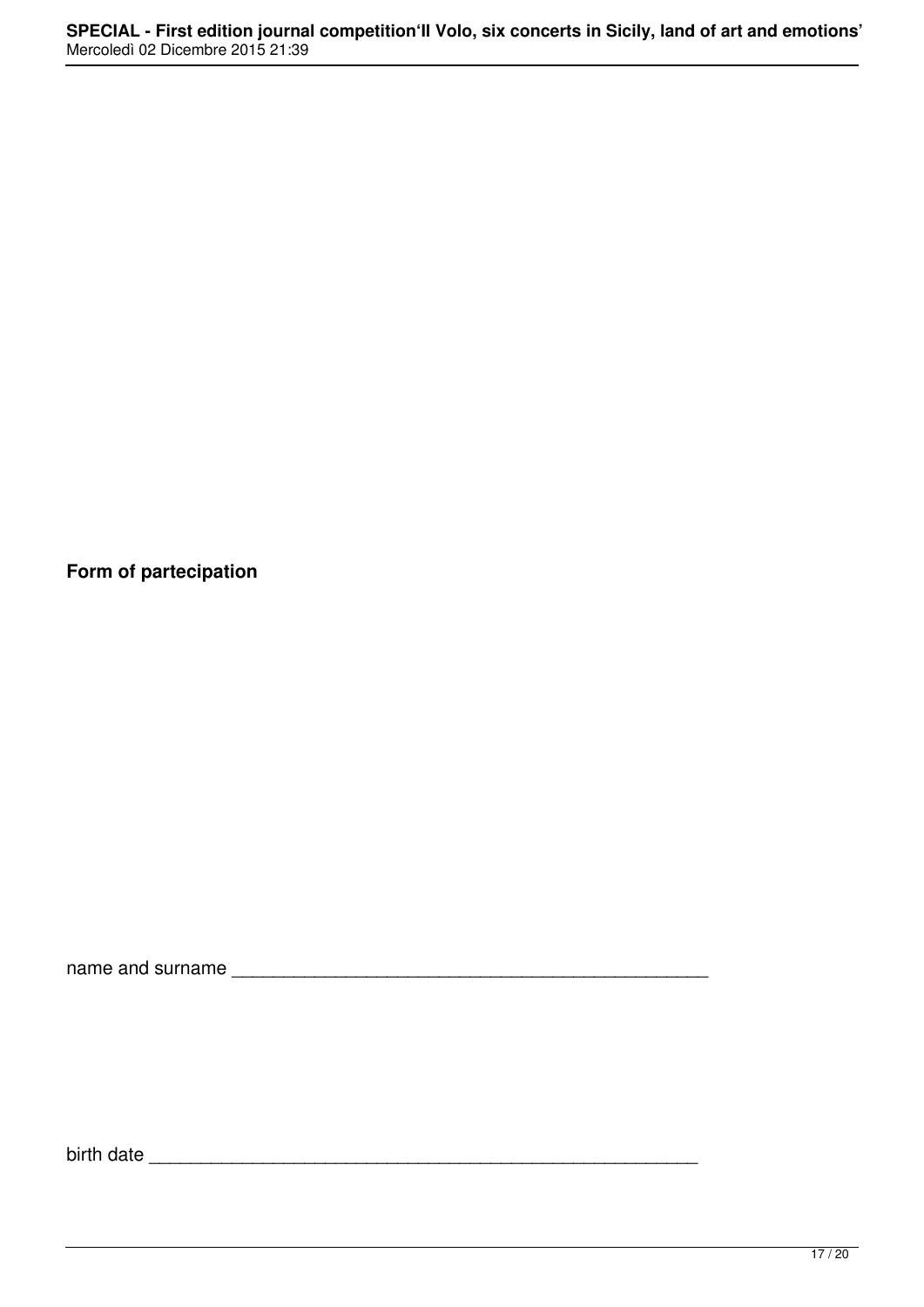**Form of partecipation**

name and surname _______________________________________________

birth date _______________________________________________________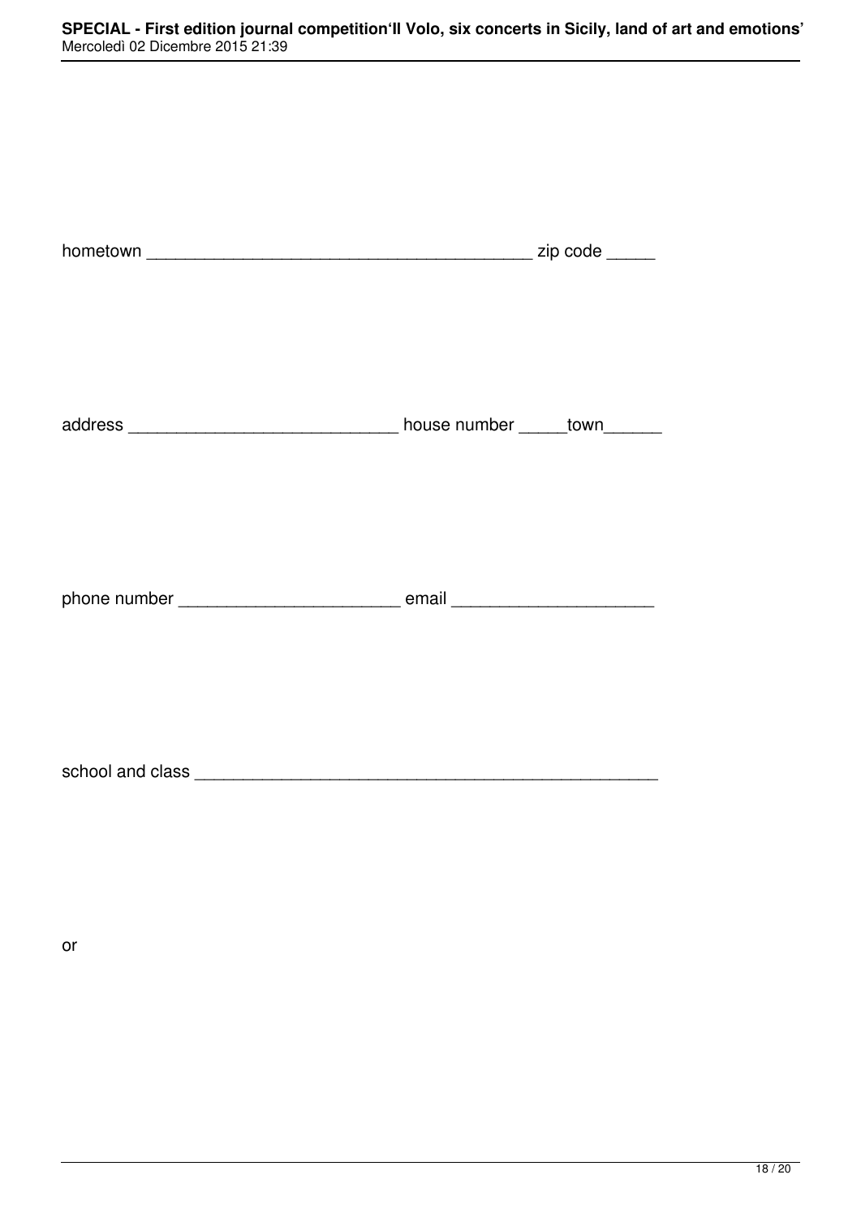hometown _________________________________________ zip code _____

address ____________________________ house number _____town______

phone number _______________________ email ____________________

school and class ________________________________________________

or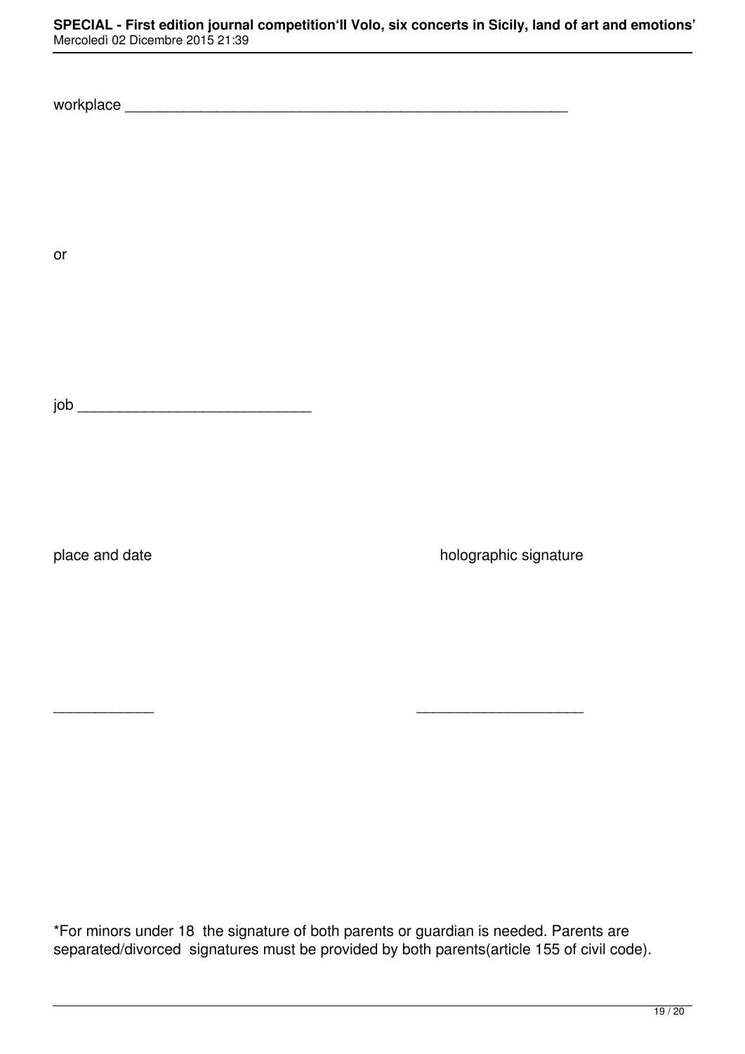workplace _______________________________________________________

or

job _____________________________

place and date                                                       holographic signature

_____________                                                        ____________________

*For minors under 18  the signature of both parents or guardian is needed. Parents are separated/divorced  signatures must be provided by both parents(article 155 of civil code).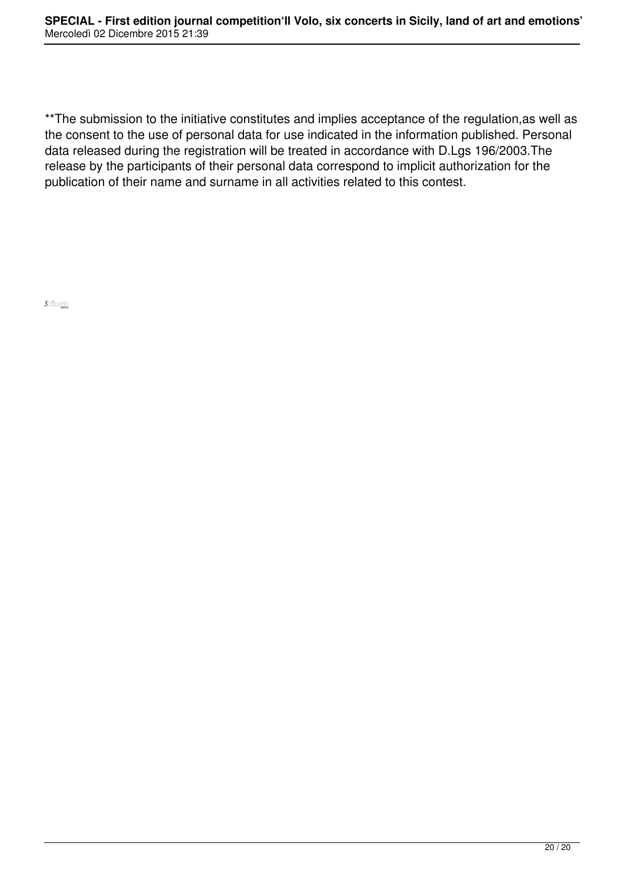**The submission to the initiative constitutes and implies acceptance of the regulation,as well as the consent to the use of personal data for use indicated in the information published. Personal data released during the registration will be treated in accordance with D.Lgs 196/2003.The release by the participants of their personal data correspond to implicit authorization for the publication of their name and surname in all activities related to this contest.